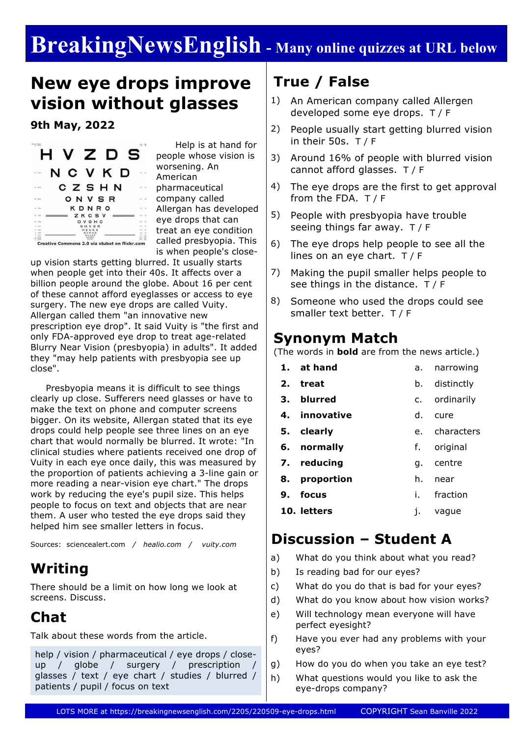# BreakingNewsEnglish - Many online quizzes at URL below

## New eye drops improve vision without glasses

**9th May, 2022**

Creative Commons 2.0 via stubot on flickr.com

Help is at hand for people whose vision is worsening. An American pharmaceutical company called Allergan has developed eye drops that can treat an eye condition called presbyopia. This is when people's close-up vision starts getting blurred. It usually starts when people get into their 40s. It affects over a billion people around the globe. About 16 per cent of these cannot afford eyeglasses or access to eye surgery. The new eye drops are called Vuity. Allergan called them "an innovative new prescription eye drop". It said Vuity is "the first and only FDA-approved eye drop to treat age-related Blurry Near Vision (presbyopia) in adults". It added they "may help patients with presbyopia see up close".

Presbyopia means it is difficult to see things clearly up close. Sufferers need glasses or have to make the text on phone and computer screens bigger. On its website, Allergan stated that its eye drops could help people see three lines on an eye chart that would normally be blurred. It wrote: "In clinical studies where patients received one drop of Vuity in each eye once daily, this was measured by the proportion of patients achieving a 3-line gain or more reading a near-vision eye chart." The drops work by reducing the eye's pupil size. This helps people to focus on text and objects that are near them. A user who tested the eye drops said they helped him see smaller letters in focus.

Sources: sciencealert.com / *healio.com* / *vuity.com*

## Writing

There should be a limit on how long we look at screens. Discuss.

## Chat

Talk about these words from the article.

help / vision / pharmaceutical / eye drops / close-up / globe / surgery / prescription / glasses / text / eye chart / studies / blurred / patients / pupil / focus on text

## True / False

1) An American company called Allergen developed some eye drops. T / F
2) People usually start getting blurred vision in their 50s. T / F
3) Around 16% of people with blurred vision cannot afford glasses. T / F
4) The eye drops are the first to get approval from the FDA. T / F
5) People with presbyopia have trouble seeing things far away. T / F
6) The eye drops help people to see all the lines on an eye chart. T / F
7) Making the pupil smaller helps people to see things in the distance. T / F
8) Someone who used the drops could see smaller text better. T / F

## Synonym Match

(The words in **bold** are from the news article.)

| | | | |
|---|---|---|---|
| 1. | **at hand** | a. | narrowing |
| 2. | **treat** | b. | distinctly |
| 3. | **blurred** | c. | ordinarily |
| 4. | **innovative** | d. | cure |
| 5. | **clearly** | e. | characters |
| 6. | **normally** | f. | original |
| 7. | **reducing** | g. | centre |
| 8. | **proportion** | h. | near |
| 9. | **focus** | i. | fraction |
| 10. | **letters** | j. | vague |

## Discussion – Student A

a) What do you think about what you read?
b) Is reading bad for our eyes?
c) What do you do that is bad for your eyes?
d) What do you know about how vision works?
e) Will technology mean everyone will have perfect eyesight?
f) Have you ever had any problems with your eyes?
g) How do you do when you take an eye test?
h) What questions would you like to ask the eye-drops company?

LOTS MORE at https://breakingnewsenglish.com/2205/220509-eye-drops.html COPYRIGHT Sean Banville 2022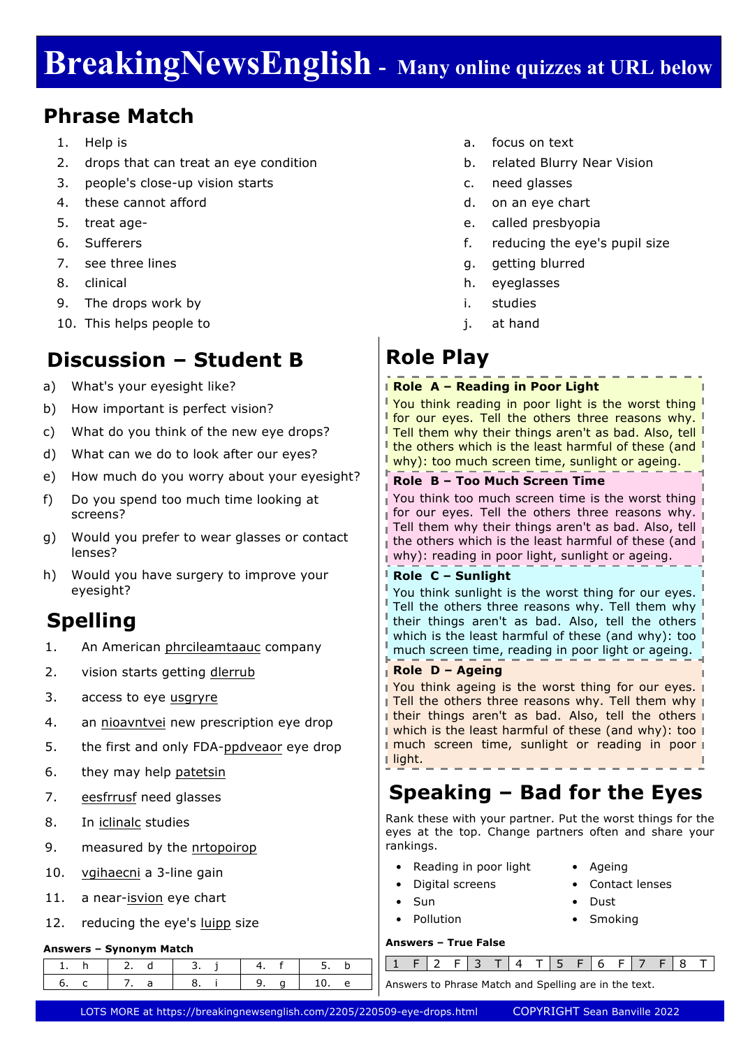# BreakingNewsEnglish - Many online quizzes at URL below

## Phrase Match

1. Help is
2. drops that can treat an eye condition
3. people's close-up vision starts
4. these cannot afford
5. treat age-
6. Sufferers
7. see three lines
8. clinical
9. The drops work by
10. This helps people to

a. focus on text
b. related Blurry Near Vision
c. need glasses
d. on an eye chart
e. called presbyopia
f. reducing the eye's pupil size
g. getting blurred
h. eyeglasses
i. studies
j. at hand

## Discussion – Student B

a) What's your eyesight like?
b) How important is perfect vision?
c) What do you think of the new eye drops?
d) What can we do to look after our eyes?
e) How much do you worry about your eyesight?
f) Do you spend too much time looking at screens?
g) Would you prefer to wear glasses or contact lenses?
h) Would you have surgery to improve your eyesight?

## Spelling

1. An American phrcileamtaauc company
2. vision starts getting dlerrub
3. access to eye usgryre
4. an nioavntvei new prescription eye drop
5. the first and only FDA-ppdveaor eye drop
6. they may help patetsin
7. eesfrrusf need glasses
8. In iclinalc studies
9. measured by the nrtopoirop
10. vgihaecni a 3-line gain
11. a near-isvion eye chart
12. reducing the eye's luipp size

**Answers – Synonym Match**

| | | | | |
|---|---|---|---|---|
| 1. h | 2. d | 3. j | 4. f | 5. b |
| 6. c | 7. a | 8. i | 9. g | 10. e |

## Role Play

**Role A – Reading in Poor Light**

You think reading in poor light is the worst thing for our eyes. Tell the others three reasons why. Tell them why their things aren't as bad. Also, tell the others which is the least harmful of these (and why): too much screen time, sunlight or ageing.

**Role B – Too Much Screen Time**

You think too much screen time is the worst thing for our eyes. Tell the others three reasons why. Tell them why their things aren't as bad. Also, tell the others which is the least harmful of these (and why): reading in poor light, sunlight or ageing.

**Role C – Sunlight**

You think sunlight is the worst thing for our eyes. Tell the others three reasons why. Tell them why their things aren't as bad. Also, tell the others which is the least harmful of these (and why): too much screen time, reading in poor light or ageing.

**Role D – Ageing**

You think ageing is the worst thing for our eyes. Tell the others three reasons why. Tell them why their things aren't as bad. Also, tell the others which is the least harmful of these (and why): too much screen time, sunlight or reading in poor light.

## Speaking – Bad for the Eyes

Rank these with your partner. Put the worst things for the eyes at the top. Change partners often and share your rankings.

- Reading in poor light
- Digital screens
- Sun
- Pollution
- Ageing
- Contact lenses
- Dust
- Smoking

**Answers – True False**

| | | | | | | | |
|---|---|---|---|---|---|---|---|
| 1 F | 2 F | 3 T | 4 T | 5 F | 6 F | 7 F | 8 T |

Answers to Phrase Match and Spelling are in the text.

LOTS MORE at https://breakingnewsenglish.com/2205/220509-eye-drops.html COPYRIGHT Sean Banville 2022